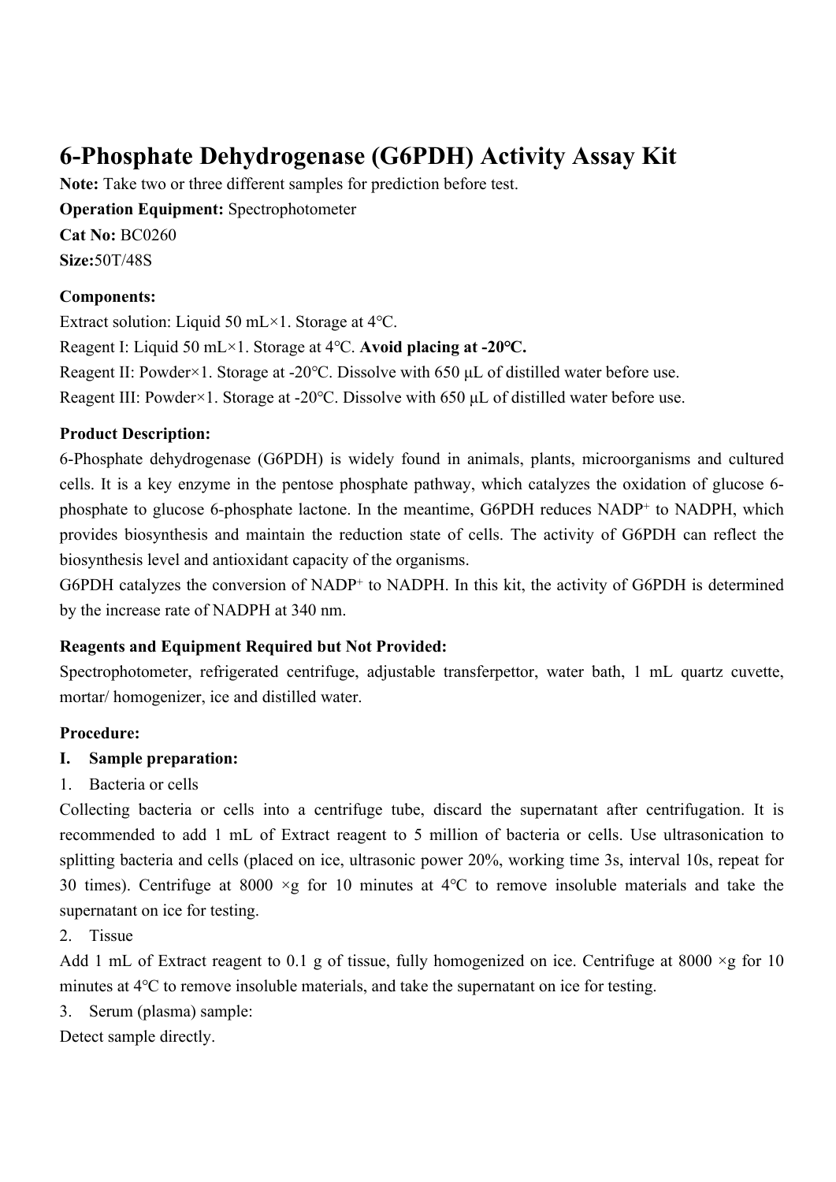# 6-Phosphate Dehydrogenase (G6PDH) Activity Assay Kit

**Note:** Take two or three different samples for prediction before test.

**Operation Equipment:** Spectrophotometer

**Cat No:** BC0260

**Size:**50T/48S

**Components:**

Extract solution: Liquid 50 mL×1. Storage at 4℃.

Reagent I: Liquid 50 mL×1. Storage at 4℃. **Avoid placing at -20℃.**

Reagent II: Powder×1. Storage at -20℃. Dissolve with 650 μL of distilled water before use.

Reagent III: Powder×1. Storage at -20℃. Dissolve with 650 μL of distilled water before use.

**Product Description:**

6-Phosphate dehydrogenase (G6PDH) is widely found in animals, plants, microorganisms and cultured cells. It is a key enzyme in the pentose phosphate pathway, which catalyzes the oxidation of glucose 6-phosphate to glucose 6-phosphate lactone. In the meantime, G6PDH reduces $NADP^+$ to NADPH, which provides biosynthesis and maintain the reduction state of cells. The activity of G6PDH can reflect the biosynthesis level and antioxidant capacity of the organisms.

G6PDH catalyzes the conversion of $NADP^+$ to NADPH. In this kit, the activity of G6PDH is determined by the increase rate of NADPH at 340 nm.

**Reagents and Equipment Required but Not Provided:**

Spectrophotometer, refrigerated centrifuge, adjustable transferpettor, water bath, 1 mL quartz cuvette, mortar/ homogenizer, ice and distilled water.

**Procedure:**

**I. Sample preparation:**

1. Bacteria or cells

Collecting bacteria or cells into a centrifuge tube, discard the supernatant after centrifugation. It is recommended to add 1 mL of Extract reagent to 5 million of bacteria or cells. Use ultrasonication to splitting bacteria and cells (placed on ice, ultrasonic power 20%, working time 3s, interval 10s, repeat for 30 times). Centrifuge at 8000 ×g for 10 minutes at 4℃ to remove insoluble materials and take the supernatant on ice for testing.

2. Tissue

Add 1 mL of Extract reagent to 0.1 g of tissue, fully homogenized on ice. Centrifuge at 8000 ×g for 10 minutes at 4℃ to remove insoluble materials, and take the supernatant on ice for testing.

3. Serum (plasma) sample:

Detect sample directly.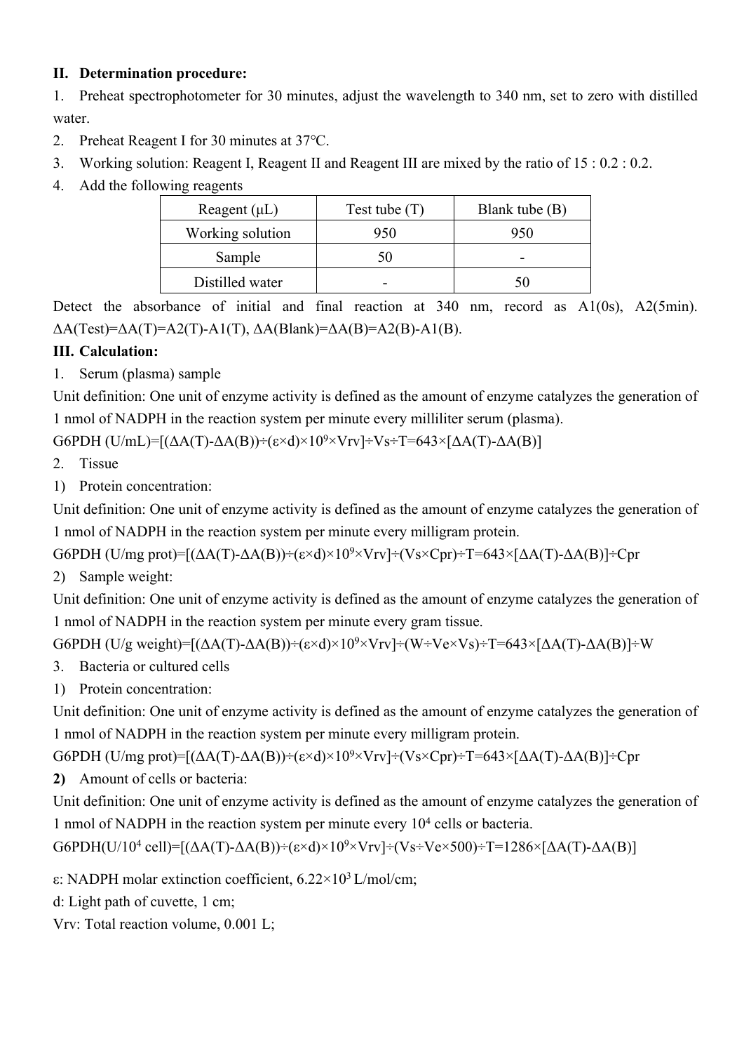## II. Determination procedure:

1. Preheat spectrophotometer for 30 minutes, adjust the wavelength to 340 nm, set to zero with distilled water.
2. Preheat Reagent I for 30 minutes at 37℃.
3. Working solution: Reagent I, Reagent II and Reagent III are mixed by the ratio of 15 : 0.2 : 0.2.
4. Add the following reagents

| Reagent (μL) | Test tube (T) | Blank tube (B) |
|---|---|---|
| Working solution | 950 | 950 |
| Sample | 50 | - |
| Distilled water | - | 50 |

Detect the absorbance of initial and final reaction at 340 nm, record as A1(0s), A2(5min). $\Delta A(\text{Test})=\Delta A(T)=A2(T)-A1(T)$, $\Delta A(\text{Blank})=\Delta A(B)=A2(B)-A1(B)$.

## III. Calculation:

1. Serum (plasma) sample

Unit definition: One unit of enzyme activity is defined as the amount of enzyme catalyzes the generation of 1 nmol of NADPH in the reaction system per minute every milliliter serum (plasma).

$$\text{G6PDH (U/mL)}=[(\Delta A(T)-\Delta A(B))\div(\varepsilon\times d)\times10^{9}\times Vrv]\div Vs\div T=643\times[\Delta A(T)-\Delta A(B)]$$

2. Tissue

1) Protein concentration:

Unit definition: One unit of enzyme activity is defined as the amount of enzyme catalyzes the generation of 1 nmol of NADPH in the reaction system per minute every milligram protein.

$$\text{G6PDH (U/mg prot)}=[(\Delta A(T)-\Delta A(B))\div(\varepsilon\times d)\times10^{9}\times Vrv]\div(Vs\times Cpr)\div T=643\times[\Delta A(T)-\Delta A(B)]\div Cpr$$

2) Sample weight:

Unit definition: One unit of enzyme activity is defined as the amount of enzyme catalyzes the generation of 1 nmol of NADPH in the reaction system per minute every gram tissue.

$$\text{G6PDH (U/g weight)}=[(\Delta A(T)-\Delta A(B))\div(\varepsilon\times d)\times10^{9}\times Vrv]\div(W\div Ve\times Vs)\div T=643\times[\Delta A(T)-\Delta A(B)]\div W$$

3. Bacteria or cultured cells

1) Protein concentration:

Unit definition: One unit of enzyme activity is defined as the amount of enzyme catalyzes the generation of 1 nmol of NADPH in the reaction system per minute every milligram protein.

$$\text{G6PDH (U/mg prot)}=[(\Delta A(T)-\Delta A(B))\div(\varepsilon\times d)\times10^{9}\times Vrv]\div(Vs\times Cpr)\div T=643\times[\Delta A(T)-\Delta A(B)]\div Cpr$$

**2)** Amount of cells or bacteria:

Unit definition: One unit of enzyme activity is defined as the amount of enzyme catalyzes the generation of 1 nmol of NADPH in the reaction system per minute every $10^4$ cells or bacteria.

$$\text{G6PDH(U/}10^{4}\text{ cell)}=[(\Delta A(T)-\Delta A(B))\div(\varepsilon\times d)\times10^{9}\times Vrv]\div(Vs\div Ve\times500)\div T=1286\times[\Delta A(T)-\Delta A(B)]$$

ε: NADPH molar extinction coefficient, $6.22\times10^{3}$ L/mol/cm;

d: Light path of cuvette, 1 cm;

Vrv: Total reaction volume, 0.001 L;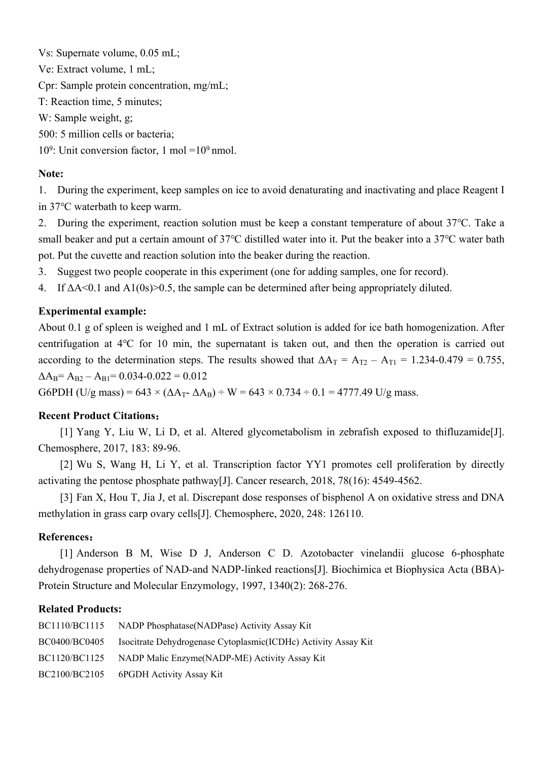Vs: Supernate volume, 0.05 mL;

Ve: Extract volume, 1 mL;

Cpr: Sample protein concentration, mg/mL;

T: Reaction time, 5 minutes;

W: Sample weight, g;

500: 5 million cells or bacteria;

$10^9$: Unit conversion factor, 1 mol $=10^9$ nmol.

**Note:**

1. During the experiment, keep samples on ice to avoid denaturating and inactivating and place Reagent I in 37℃ waterbath to keep warm.
2. During the experiment, reaction solution must be keep a constant temperature of about 37℃. Take a small beaker and put a certain amount of 37℃ distilled water into it. Put the beaker into a 37℃ water bath pot. Put the cuvette and reaction solution into the beaker during the reaction.
3. Suggest two people cooperate in this experiment (one for adding samples, one for record).
4. If $\Delta A<0.1$ and $A1(0s)>0.5$, the sample can be determined after being appropriately diluted.

**Experimental example:**

About 0.1 g of spleen is weighed and 1 mL of Extract solution is added for ice bath homogenization. After centrifugation at 4℃ for 10 min, the supernatant is taken out, and then the operation is carried out according to the determination steps. The results showed that $\Delta A_T = A_{T2} - A_{T1} = 1.234-0.479 = 0.755$, $\Delta A_B = A_{B2} - A_{B1} = 0.034-0.022 = 0.012$

G6PDH (U/g mass) = $643 \times (\Delta A_T - \Delta A_B) \div W = 643 \times 0.734 \div 0.1 = 4777.49$ U/g mass.

**Recent Product Citations：**

[1] Yang Y, Liu W, Li D, et al. Altered glycometabolism in zebrafish exposed to thifluzamide[J]. Chemosphere, 2017, 183: 89-96.

[2] Wu S, Wang H, Li Y, et al. Transcription factor YY1 promotes cell proliferation by directly activating the pentose phosphate pathway[J]. Cancer research, 2018, 78(16): 4549-4562.

[3] Fan X, Hou T, Jia J, et al. Discrepant dose responses of bisphenol A on oxidative stress and DNA methylation in grass carp ovary cells[J]. Chemosphere, 2020, 248: 126110.

**References：**

[1] Anderson B M, Wise D J, Anderson C D. Azotobacter vinelandii glucose 6-phosphate dehydrogenase properties of NAD-and NADP-linked reactions[J]. Biochimica et Biophysica Acta (BBA)-Protein Structure and Molecular Enzymology, 1997, 1340(2): 268-276.

**Related Products:**

BC1110/BC1115 NADP Phosphatase(NADPase) Activity Assay Kit

BC0400/BC0405 Isocitrate Dehydrogenase Cytoplasmic(ICDHc) Activity Assay Kit

BC1120/BC1125 NADP Malic Enzyme(NADP-ME) Activity Assay Kit

BC2100/BC2105 6PGDH Activity Assay Kit